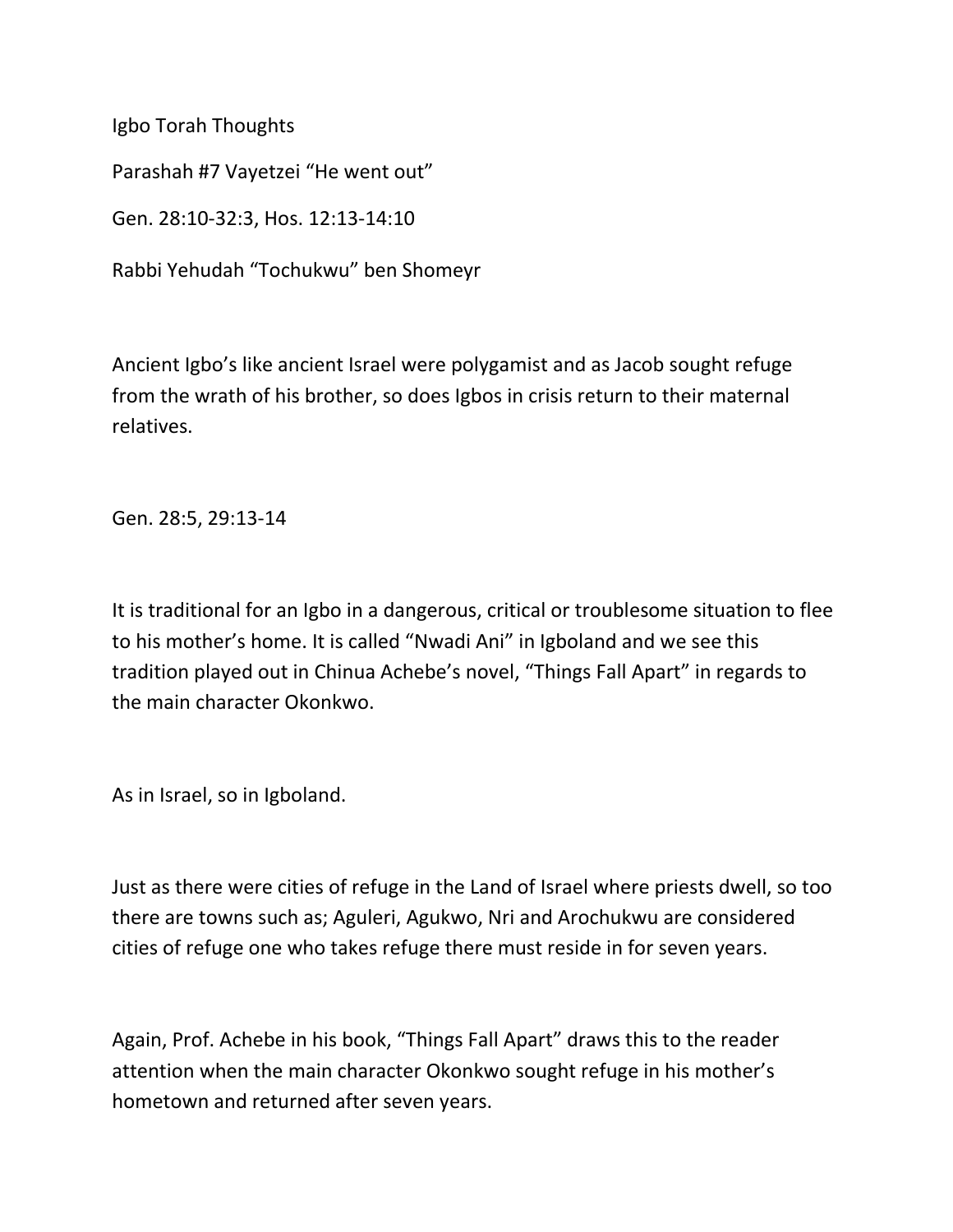Igbo Torah Thoughts

Parashah #7 Vayetzei “He went out”

Gen. 28:10-32:3, Hos. 12:13-14:10

Rabbi Yehudah “Tochukwu” ben Shomeyr

Ancient Igbo’s like ancient Israel were polygamist and as Jacob sought refuge from the wrath of his brother, so does Igbos in crisis return to their maternal relatives.

Gen. 28:5, 29:13-14

It is traditional for an Igbo in a dangerous, critical or troublesome situation to flee to his mother’s home. It is called “Nwadi Ani” in Igboland and we see this tradition played out in Chinua Achebe’s novel, “Things Fall Apart” in regards to the main character Okonkwo.

As in Israel, so in Igboland.

Just as there were cities of refuge in the Land of Israel where priests dwell, so too there are towns such as; Aguleri, Agukwo, Nri and Arochukwu are considered cities of refuge one who takes refuge there must reside in for seven years.

Again, Prof. Achebe in his book, “Things Fall Apart” draws this to the reader attention when the main character Okonkwo sought refuge in his mother’s hometown and returned after seven years.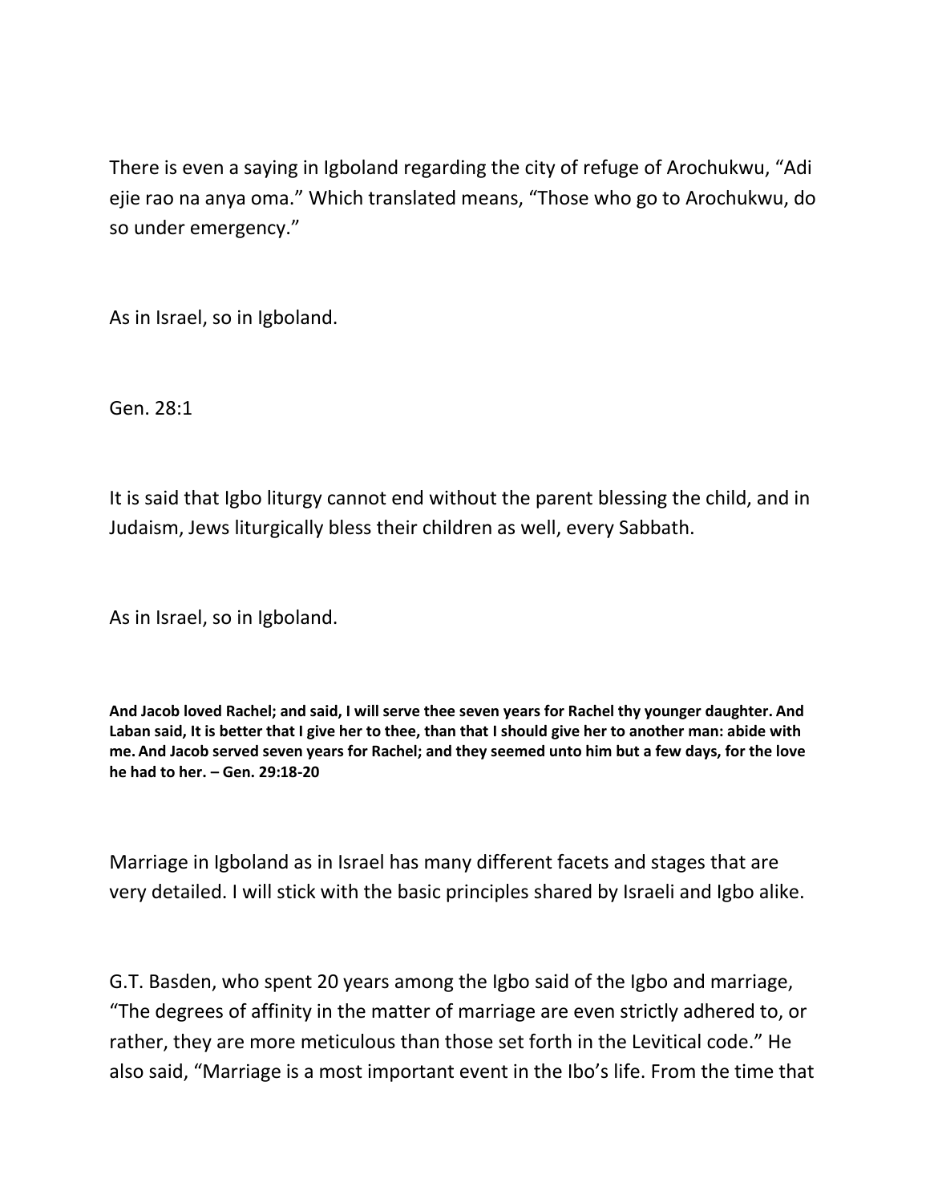There is even a saying in Igboland regarding the city of refuge of Arochukwu, “Adi ejie rao na anya oma.” Which translated means, “Those who go to Arochukwu, do so under emergency.”

As in Israel, so in Igboland.

Gen. 28:1

It is said that Igbo liturgy cannot end without the parent blessing the child, and in Judaism, Jews liturgically bless their children as well, every Sabbath.

As in Israel, so in Igboland.

**And Jacob loved Rachel; and said, I will serve thee seven years for Rachel thy younger daughter. And Laban said, It is better that I give her to thee, than that I should give her to another man: abide with me. And Jacob served seven years for Rachel; and they seemed unto him but a few days, for the love he had to her. – Gen. 29:18-20**

Marriage in Igboland as in Israel has many different facets and stages that are very detailed. I will stick with the basic principles shared by Israeli and Igbo alike.

G.T. Basden, who spent 20 years among the Igbo said of the Igbo and marriage, “The degrees of affinity in the matter of marriage are even strictly adhered to, or rather, they are more meticulous than those set forth in the Levitical code.” He also said, “Marriage is a most important event in the Ibo’s life. From the time that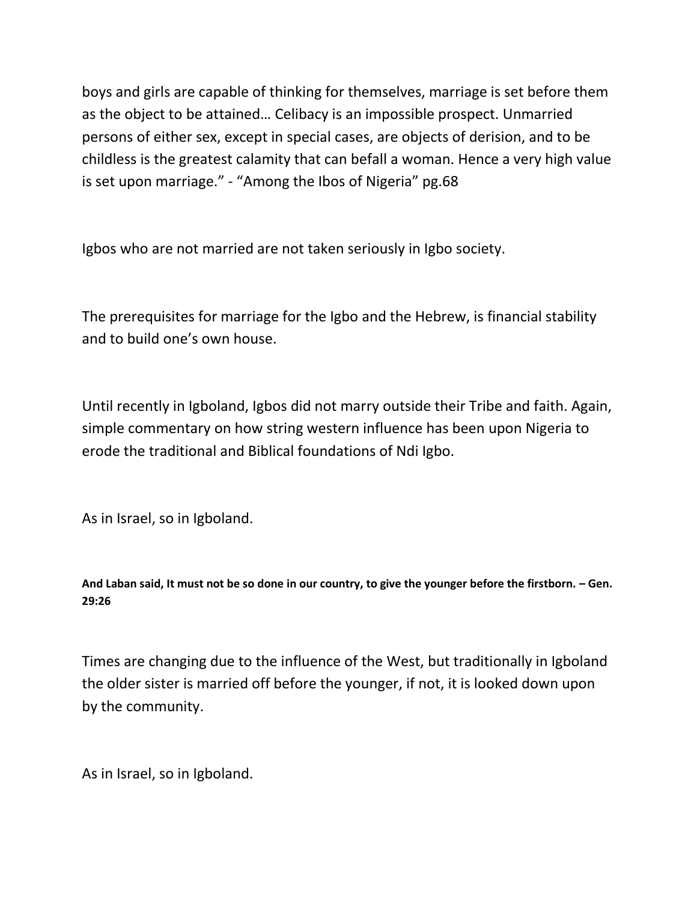boys and girls are capable of thinking for themselves, marriage is set before them as the object to be attained… Celibacy is an impossible prospect. Unmarried persons of either sex, except in special cases, are objects of derision, and to be childless is the greatest calamity that can befall a woman. Hence a very high value is set upon marriage." - "Among the Ibos of Nigeria" pg.68

Igbos who are not married are not taken seriously in Igbo society.

The prerequisites for marriage for the Igbo and the Hebrew, is financial stability and to build one's own house.

Until recently in Igboland, Igbos did not marry outside their Tribe and faith. Again, simple commentary on how string western influence has been upon Nigeria to erode the traditional and Biblical foundations of Ndi Igbo.

As in Israel, so in Igboland.

**And Laban said, It must not be so done in our country, to give the younger before the firstborn. – Gen. 29:26**

Times are changing due to the influence of the West, but traditionally in Igboland the older sister is married off before the younger, if not, it is looked down upon by the community.

As in Israel, so in Igboland.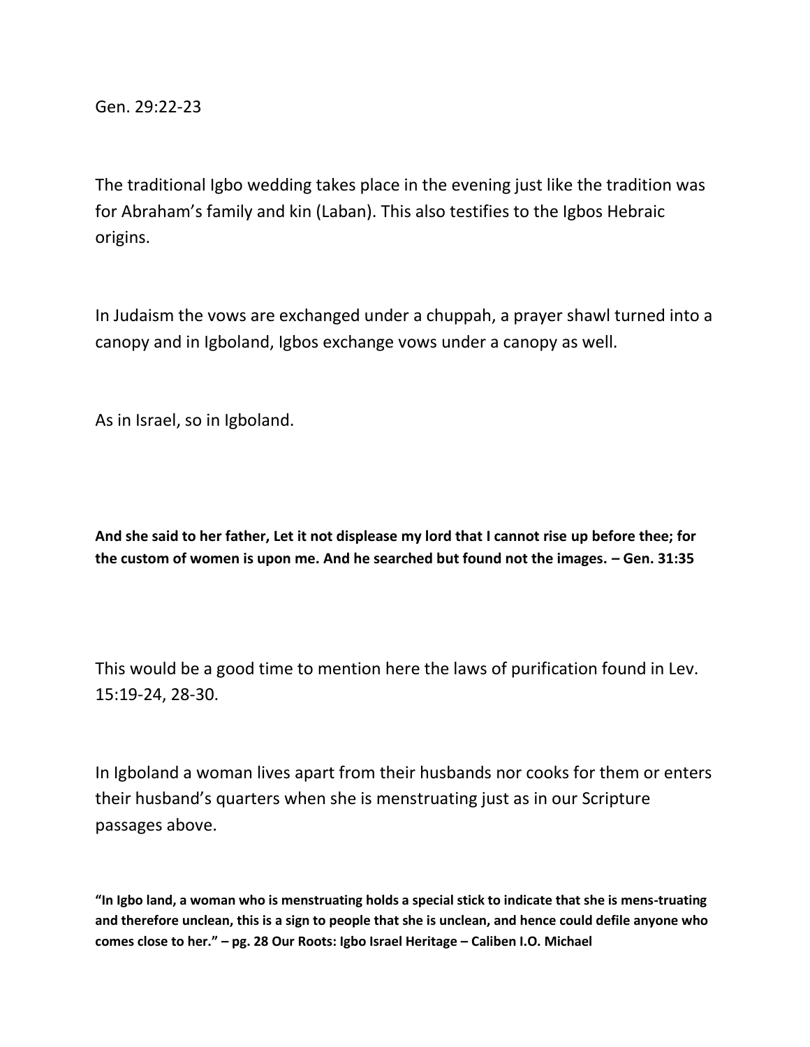Gen. 29:22-23

The traditional Igbo wedding takes place in the evening just like the tradition was for Abraham's family and kin (Laban). This also testifies to the Igbos Hebraic origins.

In Judaism the vows are exchanged under a chuppah, a prayer shawl turned into a canopy and in Igboland, Igbos exchange vows under a canopy as well.

As in Israel, so in Igboland.

**And she said to her father, Let it not displease my lord that I cannot rise up before thee; for the custom of women is upon me. And he searched but found not the images. – Gen. 31:35**

This would be a good time to mention here the laws of purification found in Lev. 15:19-24, 28-30.

In Igboland a woman lives apart from their husbands nor cooks for them or enters their husband's quarters when she is menstruating just as in our Scripture passages above.

**"In Igbo land, a woman who is menstruating holds a special stick to indicate that she is mens-truating and therefore unclean, this is a sign to people that she is unclean, and hence could defile anyone who comes close to her." – pg. 28 Our Roots: Igbo Israel Heritage – Caliben I.O. Michael**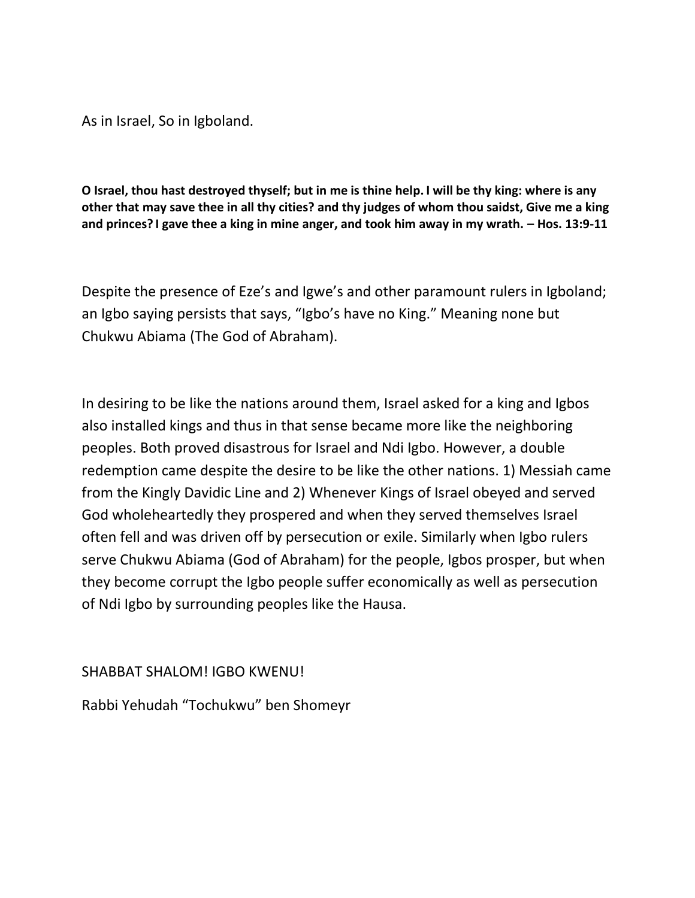As in Israel, So in Igboland.

**O Israel, thou hast destroyed thyself; but in me is thine help. I will be thy king: where is any other that may save thee in all thy cities? and thy judges of whom thou saidst, Give me a king and princes? I gave thee a king in mine anger, and took him away in my wrath. – Hos. 13:9-11**

Despite the presence of Eze's and Igwe's and other paramount rulers in Igboland; an Igbo saying persists that says, "Igbo's have no King." Meaning none but Chukwu Abiama (The God of Abraham).

In desiring to be like the nations around them, Israel asked for a king and Igbos also installed kings and thus in that sense became more like the neighboring peoples. Both proved disastrous for Israel and Ndi Igbo. However, a double redemption came despite the desire to be like the other nations. 1) Messiah came from the Kingly Davidic Line and 2) Whenever Kings of Israel obeyed and served God wholeheartedly they prospered and when they served themselves Israel often fell and was driven off by persecution or exile. Similarly when Igbo rulers serve Chukwu Abiama (God of Abraham) for the people, Igbos prosper, but when they become corrupt the Igbo people suffer economically as well as persecution of Ndi Igbo by surrounding peoples like the Hausa.

SHABBAT SHALOM! IGBO KWENU!

Rabbi Yehudah "Tochukwu" ben Shomeyr